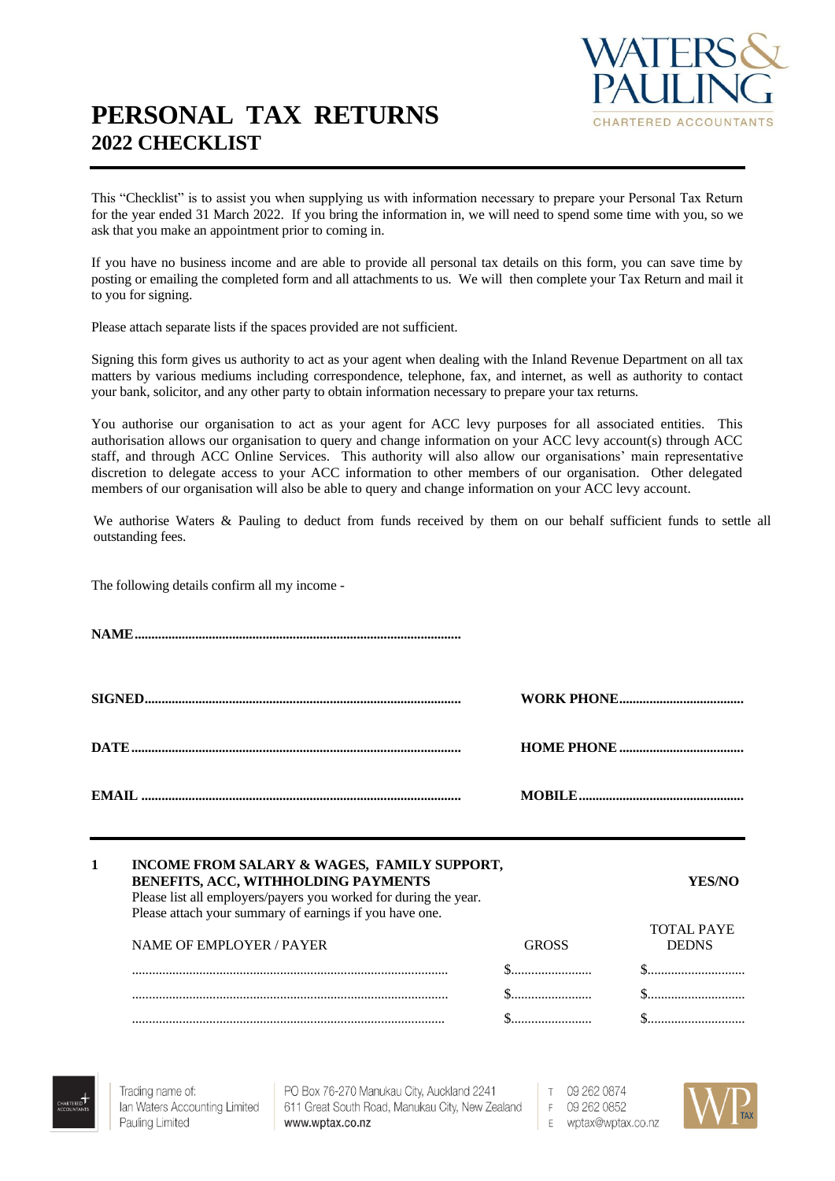# PERSONAL TAX RETURNS

## 2022 CHECKLIST

This "Checklist" is to assist you when supplying us with information necessary to prepare your Personal Tax Return for the year ended 31 March 2022. If you bring the information in, we will need to spend some time with you, so we ask that you make an appointment prior to coming in.

If you have no business income and are able to provide all personal tax details on this form, you can save time by posting or emailing the completed form and all attachments to us. We will then complete your Tax Return and mail it to you for signing.

Please attach separate lists if the spaces provided are not sufficient.

Signing this form gives us authority to act as your agent when dealing with the Inland Revenue Department on all tax matters by various mediums including correspondence, telephone, fax, and internet, as well as authority to contact your bank, solicitor, and any other party to obtain information necessary to prepare your tax returns.

You authorise our organisation to act as your agent for ACC levy purposes for all associated entities. This authorisation allows our organisation to query and change information on your ACC levy account(s) through ACC staff, and through ACC Online Services. This authority will also allow our organisations' main representative discretion to delegate access to your ACC information to other members of our organisation. Other delegated members of our organisation will also be able to query and change information on your ACC levy account.

We authorise Waters & Pauling to deduct from funds received by them on our behalf sufficient funds to settle all outstanding fees.

The following details confirm all my income -

**NAME**................................................................................................

**SIGNED**............................................................................................ **WORK PHONE**....................................

**DATE**................................................................................................ **HOME PHONE**....................................

**EMAIL** .............................................................................................. **MOBILE**................................................

---

**1 INCOME FROM SALARY & WAGES, FAMILY SUPPORT, BENEFITS, ACC, WITHHOLDING PAYMENTS** **YES/NO**

Please list all employers/payers you worked for during the year.
Please attach your summary of earnings if you have one.

| NAME OF EMPLOYER / PAYER | GROSS | TOTAL PAYE DEDNS |
|---|---|---|
| ............................................................................................ | $........................ | $............................ |
| ............................................................................................ | $........................ | $............................ |
| ............................................................................................ | $........................ | $............................ |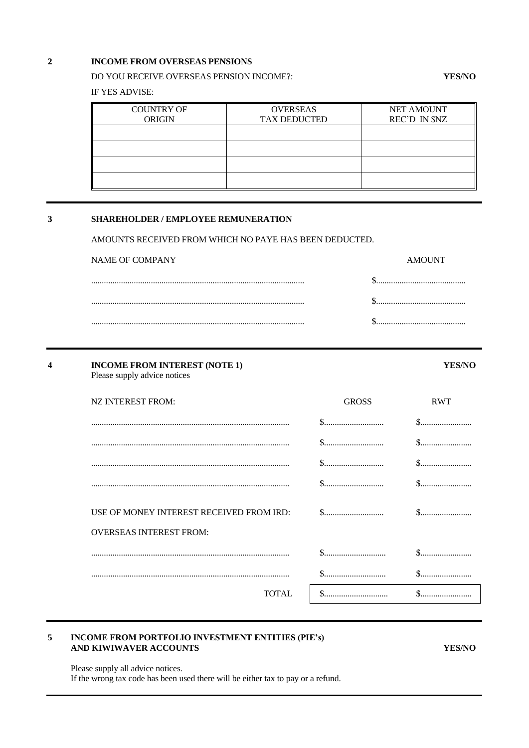## 2 INCOME FROM OVERSEAS PENSIONS

DO YOU RECEIVE OVERSEAS PENSION INCOME?: **YES/NO**

IF YES ADVISE:

| COUNTRY OF ORIGIN | OVERSEAS TAX DEDUCTED | NET AMOUNT REC'D IN $NZ |
|---|---|---|
| | | |
| | | |
| | | |
| | | |

---

## 3 SHAREHOLDER / EMPLOYEE REMUNERATION

AMOUNTS RECEIVED FROM WHICH NO PAYE HAS BEEN DEDUCTED.

| NAME OF COMPANY | AMOUNT |
|---|---|
| .................................................................................................. | $.......................................... |
| .................................................................................................. | $.......................................... |
| .................................................................................................. | $.......................................... |

---

## 4 INCOME FROM INTEREST (NOTE 1) **YES/NO**

Please supply advice notices

| NZ INTEREST FROM: | GROSS | RWT |
|---|---|---|
| ............................................................................................ | $............................ | $........................ |
| ............................................................................................ | $............................ | $........................ |
| ............................................................................................ | $............................ | $........................ |
| ............................................................................................ | $............................ | $........................ |
| USE OF MONEY INTEREST RECEIVED FROM IRD: | $............................ | $........................ |
| OVERSEAS INTEREST FROM: | | |
| ............................................................................................ | $............................. | $........................ |
| ............................................................................................ | $............................. | $........................ |
| TOTAL | $.............................. | $........................ |

---

## 5 INCOME FROM PORTFOLIO INVESTMENT ENTITIES (PIE's) AND KIWIWAVER ACCOUNTS **YES/NO**

Please supply all advice notices.
If the wrong tax code has been used there will be either tax to pay or a refund.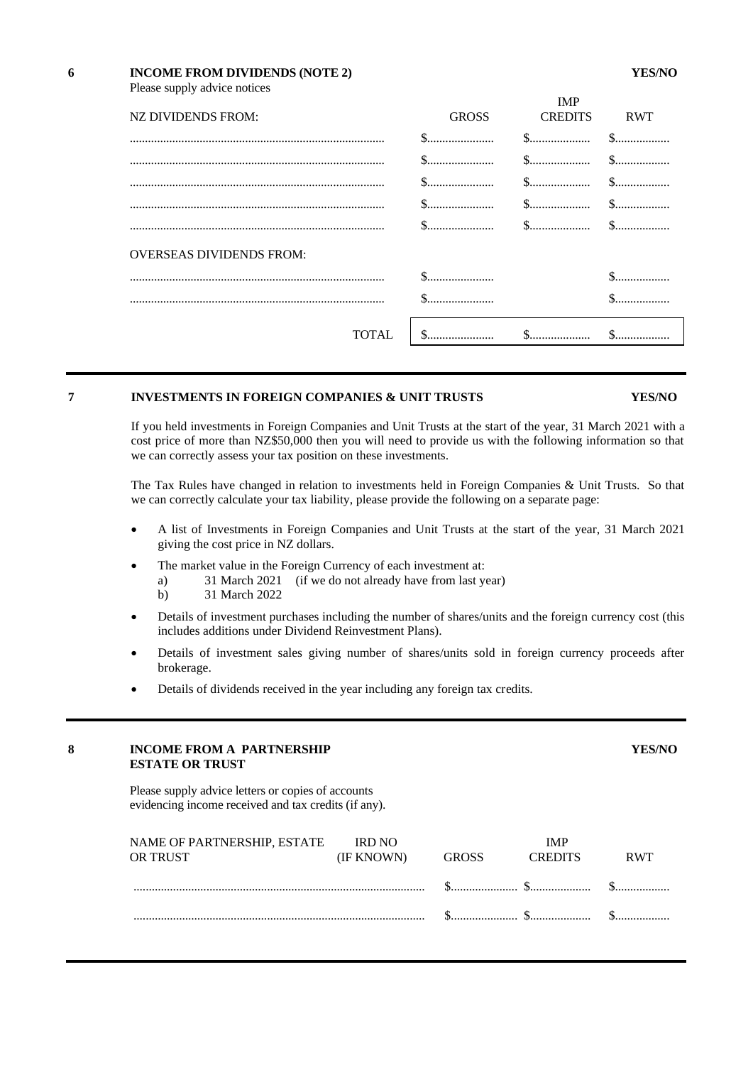## 6 INCOME FROM DIVIDENDS (NOTE 2) YES/NO

Please supply advice notices

| NZ DIVIDENDS FROM: | GROSS | IMP CREDITS | RWT |
|---|---|---|---|
| .................................................................................. | $...................... | $.................... | $.................. |
| .................................................................................. | $...................... | $.................... | $.................. |
| .................................................................................. | $...................... | $.................... | $.................. |
| .................................................................................. | $...................... | $.................... | $.................. |
| .................................................................................. | $...................... | $.................... | $.................. |
| **OVERSEAS DIVIDENDS FROM:** | | | |
| .................................................................................. | $...................... | | $.................. |
| .................................................................................. | $...................... | | $.................. |
| TOTAL | $...................... | $.................... | $.................. |

## 7 INVESTMENTS IN FOREIGN COMPANIES & UNIT TRUSTS YES/NO

If you held investments in Foreign Companies and Unit Trusts at the start of the year, 31 March 2021 with a cost price of more than NZ$50,000 then you will need to provide us with the following information so that we can correctly assess your tax position on these investments.

The Tax Rules have changed in relation to investments held in Foreign Companies & Unit Trusts. So that we can correctly calculate your tax liability, please provide the following on a separate page:

- A list of Investments in Foreign Companies and Unit Trusts at the start of the year, 31 March 2021 giving the cost price in NZ dollars.
- The market value in the Foreign Currency of each investment at:
  - a) 31 March 2021 (if we do not already have from last year)
  - b) 31 March 2022
- Details of investment purchases including the number of shares/units and the foreign currency cost (this includes additions under Dividend Reinvestment Plans).
- Details of investment sales giving number of shares/units sold in foreign currency proceeds after brokerage.
- Details of dividends received in the year including any foreign tax credits.

## 8 INCOME FROM A PARTNERSHIP ESTATE OR TRUST YES/NO

Please supply advice letters or copies of accounts evidencing income received and tax credits (if any).

| NAME OF PARTNERSHIP, ESTATE OR TRUST | IRD NO (IF KNOWN) | GROSS | IMP CREDITS | RWT |
|---|---|---|---|---|
| .............................................................................................. | | $...................... | $.................... | $.................. |
| .............................................................................................. | | $...................... | $.................... | $.................. |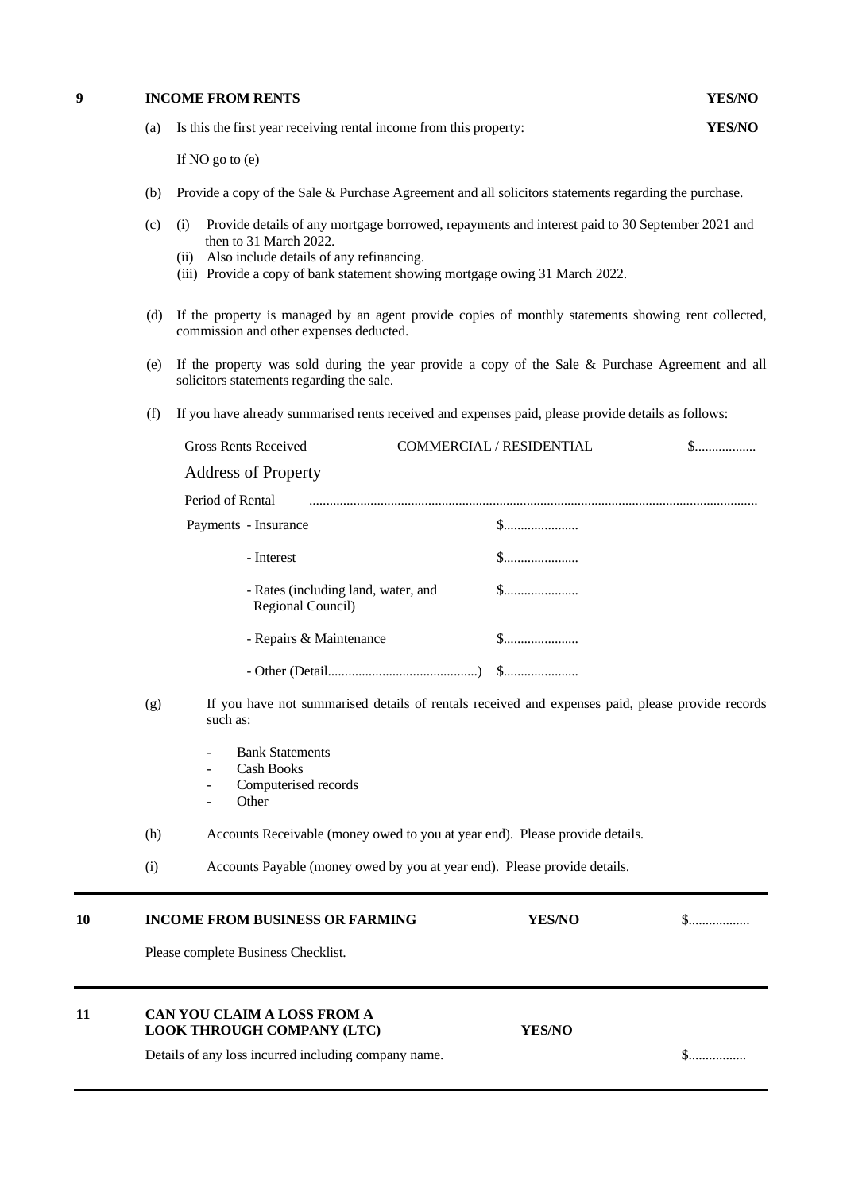## 9 INCOME FROM RENTS — YES/NO

(a) Is this the first year receiving rental income from this property: **YES/NO**

If NO go to (e)

(b) Provide a copy of the Sale & Purchase Agreement and all solicitors statements regarding the purchase.

(c) (i) Provide details of any mortgage borrowed, repayments and interest paid to 30 September 2021 and then to 31 March 2022.
(ii) Also include details of any refinancing.
(iii) Provide a copy of bank statement showing mortgage owing 31 March 2022.

(d) If the property is managed by an agent provide copies of monthly statements showing rent collected, commission and other expenses deducted.

(e) If the property was sold during the year provide a copy of the Sale & Purchase Agreement and all solicitors statements regarding the sale.

(f) If you have already summarised rents received and expenses paid, please provide details as follows:

Gross Rents Received COMMERCIAL / RESIDENTIAL $..................

Address of Property

Period of Rental ..................................................................................................................................

Payments - Insurance $......................

- Interest $......................
- Rates (including land, water, and Regional Council) $......................
- Repairs & Maintenance $......................
- Other (Detail............................................) $......................

(g) If you have not summarised details of rentals received and expenses paid, please provide records such as:

- Bank Statements
- Cash Books
- Computerised records
- Other

(h) Accounts Receivable (money owed to you at year end). Please provide details.

(i) Accounts Payable (money owed by you at year end). Please provide details.

---

## 10 INCOME FROM BUSINESS OR FARMING — YES/NO $..................

Please complete Business Checklist.

---

## 11 CAN YOU CLAIM A LOSS FROM A LOOK THROUGH COMPANY (LTC) — YES/NO

Details of any loss incurred including company name. $.................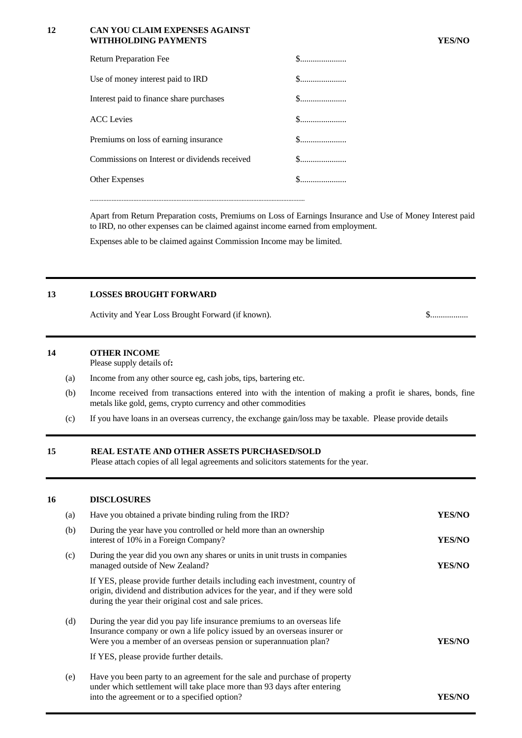## 12 CAN YOU CLAIM EXPENSES AGAINST WITHHOLDING PAYMENTS **YES/NO**

| | |
|---|---|
| Return Preparation Fee | $...................... |
| Use of money interest paid to IRD | $...................... |
| Interest paid to finance share purchases | $...................... |
| ACC Levies | $...................... |
| Premiums on loss of earning insurance | $...................... |
| Commissions on Interest or dividends received | $...................... |
| Other Expenses | $...................... |

..............................................................................................................................

Apart from Return Preparation costs, Premiums on Loss of Earnings Insurance and Use of Money Interest paid to IRD, no other expenses can be claimed against income earned from employment.

Expenses able to be claimed against Commission Income may be limited.

---

## 13 LOSSES BROUGHT FORWARD

Activity and Year Loss Brought Forward (if known). $..................

---

## 14 OTHER INCOME

Please supply details of**:**

(a) Income from any other source eg, cash jobs, tips, bartering etc.

(b) Income received from transactions entered into with the intention of making a profit ie shares, bonds, fine metals like gold, gems, crypto currency and other commodities

(c) If you have loans in an overseas currency, the exchange gain/loss may be taxable. Please provide details

---

## 15 REAL ESTATE AND OTHER ASSETS PURCHASED/SOLD

Please attach copies of all legal agreements and solicitors statements for the year.

---

## 16 DISCLOSURES

(a) Have you obtained a private binding ruling from the IRD? **YES/NO**

(b) During the year have you controlled or held more than an ownership interest of 10% in a Foreign Company? **YES/NO**

(c) During the year did you own any shares or units in unit trusts in companies managed outside of New Zealand? **YES/NO**

If YES, please provide further details including each investment, country of origin, dividend and distribution advices for the year, and if they were sold during the year their original cost and sale prices.

(d) During the year did you pay life insurance premiums to an overseas life Insurance company or own a life policy issued by an overseas insurer or Were you a member of an overseas pension or superannuation plan? **YES/NO**

If YES, please provide further details.

(e) Have you been party to an agreement for the sale and purchase of property under which settlement will take place more than 93 days after entering into the agreement or to a specified option? **YES/NO**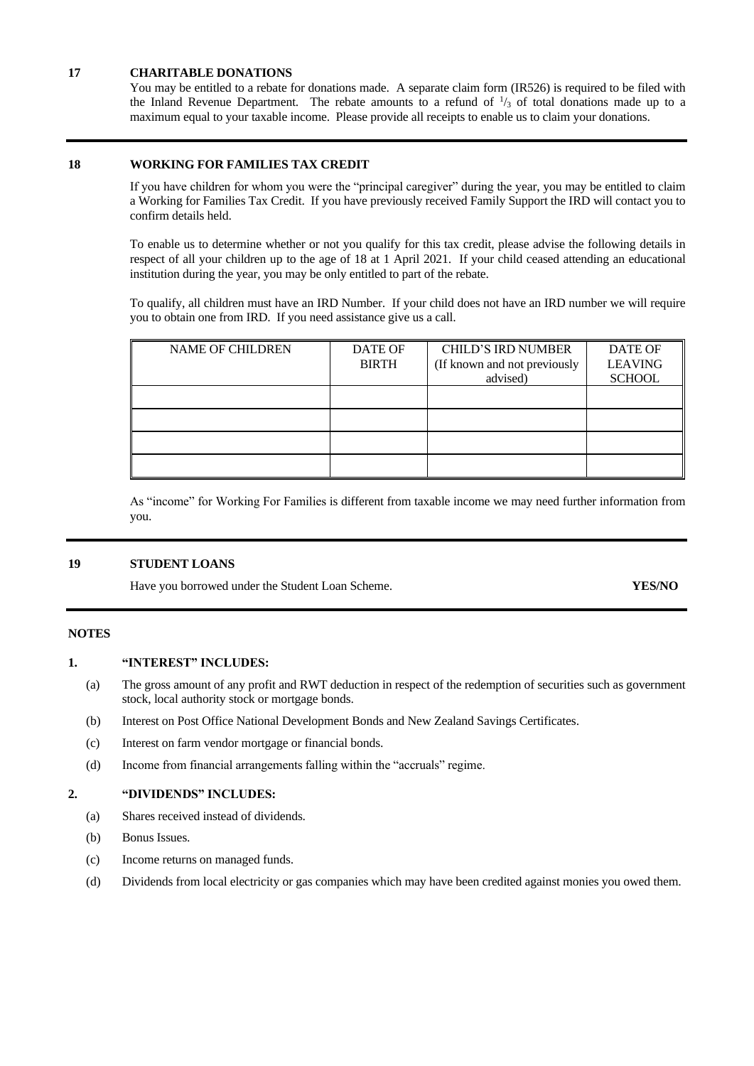## 17 CHARITABLE DONATIONS

You may be entitled to a rebate for donations made. A separate claim form (IR526) is required to be filed with the Inland Revenue Department. The rebate amounts to a refund of $^{1}/_{3}$ of total donations made up to a maximum equal to your taxable income. Please provide all receipts to enable us to claim your donations.

## 18 WORKING FOR FAMILIES TAX CREDIT

If you have children for whom you were the "principal caregiver" during the year, you may be entitled to claim a Working for Families Tax Credit. If you have previously received Family Support the IRD will contact you to confirm details held.

To enable us to determine whether or not you qualify for this tax credit, please advise the following details in respect of all your children up to the age of 18 at 1 April 2021. If your child ceased attending an educational institution during the year, you may be only entitled to part of the rebate.

To qualify, all children must have an IRD Number. If your child does not have an IRD number we will require you to obtain one from IRD. If you need assistance give us a call.

| NAME OF CHILDREN | DATE OF BIRTH | CHILD'S IRD NUMBER (If known and not previously advised) | DATE OF LEAVING SCHOOL |
|---|---|---|---|
| | | | |
| | | | |
| | | | |
| | | | |

As "income" for Working For Families is different from taxable income we may need further information from you.

## 19 STUDENT LOANS

Have you borrowed under the Student Loan Scheme. **YES/NO**

## NOTES

### 1. "INTEREST" INCLUDES:

(a) The gross amount of any profit and RWT deduction in respect of the redemption of securities such as government stock, local authority stock or mortgage bonds.

(b) Interest on Post Office National Development Bonds and New Zealand Savings Certificates.

(c) Interest on farm vendor mortgage or financial bonds.

(d) Income from financial arrangements falling within the "accruals" regime.

### 2. "DIVIDENDS" INCLUDES:

(a) Shares received instead of dividends.

(b) Bonus Issues.

(c) Income returns on managed funds.

(d) Dividends from local electricity or gas companies which may have been credited against monies you owed them.